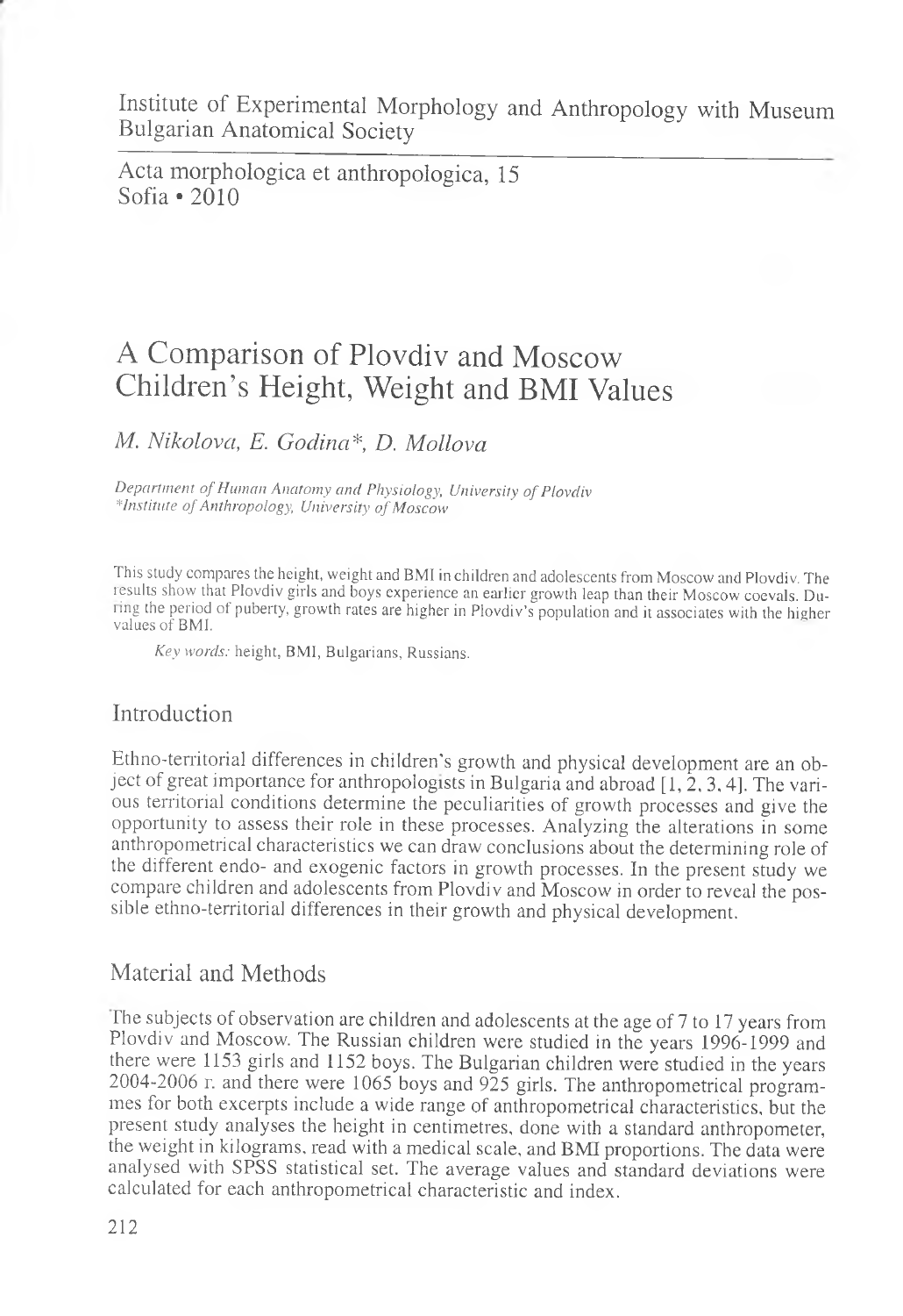Institute of Experimental Morphology and Anthropology with Museum
Bulgarian Anatomical Society

Acta morphologica et anthropologica, 15
Sofia • 2010

# A Comparison of Plovdiv and Moscow Children's Height, Weight and BMI Values

*M. Nikolova, E. Godina\*, D. Mollova*

*Department of Human Anatomy and Physiology, University of Plovdiv*
*\*Institute of Anthropology, University of Moscow*

This study compares the height, weight and BMI in children and adolescents from Moscow and Plovdiv. The results show that Plovdiv girls and boys experience an earlier growth leap than their Moscow coevals. During the period of puberty, growth rates are higher in Plovdiv's population and it associates with the higher values of BMI.

*Key words:* height, BMI, Bulgarians, Russians.

## Introduction

Ethno-territorial differences in children's growth and physical development are an object of great importance for anthropologists in Bulgaria and abroad [1, 2, 3, 4]. The various territorial conditions determine the peculiarities of growth processes and give the opportunity to assess their role in these processes. Analyzing the alterations in some anthropometrical characteristics we can draw conclusions about the determining role of the different endo- and exogenic factors in growth processes. In the present study we compare children and adolescents from Plovdiv and Moscow in order to reveal the possible ethno-territorial differences in their growth and physical development.

## Material and Methods

The subjects of observation are children and adolescents at the age of 7 to 17 years from Plovdiv and Moscow. The Russian children were studied in the years 1996-1999 and there were 1153 girls and 1152 boys. The Bulgarian children were studied in the years 2004-2006 г. and there were 1065 boys and 925 girls. The anthropometrical programmes for both excerpts include a wide range of anthropometrical characteristics, but the present study analyses the height in centimetres, done with a standard anthropometer, the weight in kilograms, read with a medical scale, and BMI proportions. The data were analysed with SPSS statistical set. The average values and standard deviations were calculated for each anthropometrical characteristic and index.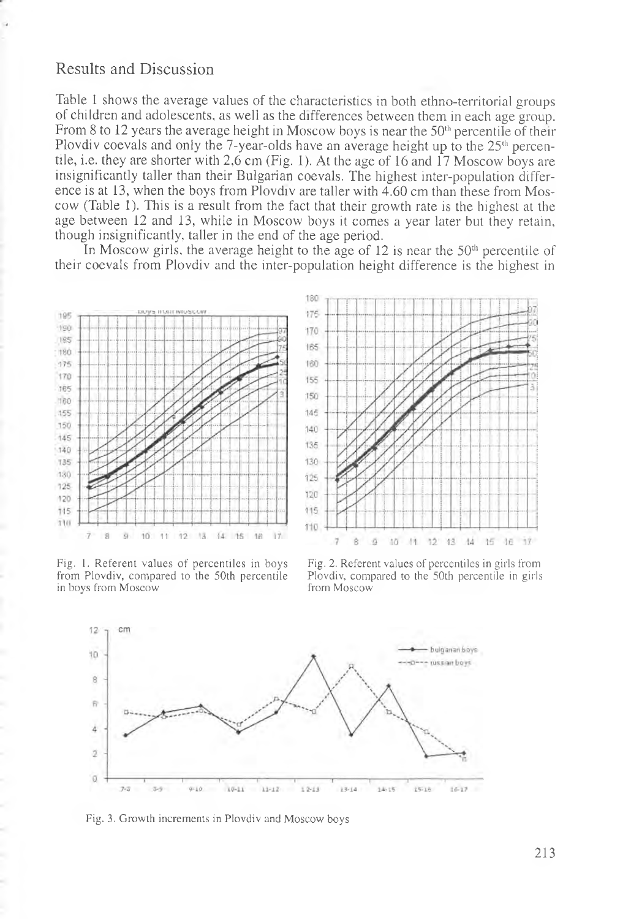## Results and Discussion

Table 1 shows the average values of the characteristics in both ethno-territorial groups of children and adolescents, as well as the differences between them in each age group. From 8 to 12 years the average height in Moscow boys is near the 50[th] percentile of their Plovdiv coevals and only the 7-year-olds have an average height up to the 25[th] percentile, i.e. they are shorter with 2,6 cm (Fig. 1). At the age of 16 and 17 Moscow boys are insignificantly taller than their Bulgarian coevals. The highest inter-population difference is at 13, when the boys from Plovdiv are taller with 4.60 cm than these from Moscow (Table 1). This is a result from the fact that their growth rate is the highest at the age between 12 and 13, while in Moscow boys it comes a year later but they retain, though insignificantly, taller in the end of the age period.

In Moscow girls, the average height to the age of 12 is near the 50[th] percentile of their coevals from Plovdiv and the inter-population height difference is the highest in

Fig. 1. Referent values of percentiles in boys from Plovdiv, compared to the 50th percentile in boys from Moscow

Fig. 2. Referent values of percentiles in girls from Plovdiv, compared to the 50th percentile in girls from Moscow

Fig. 3. Growth increments in Plovdiv and Moscow boys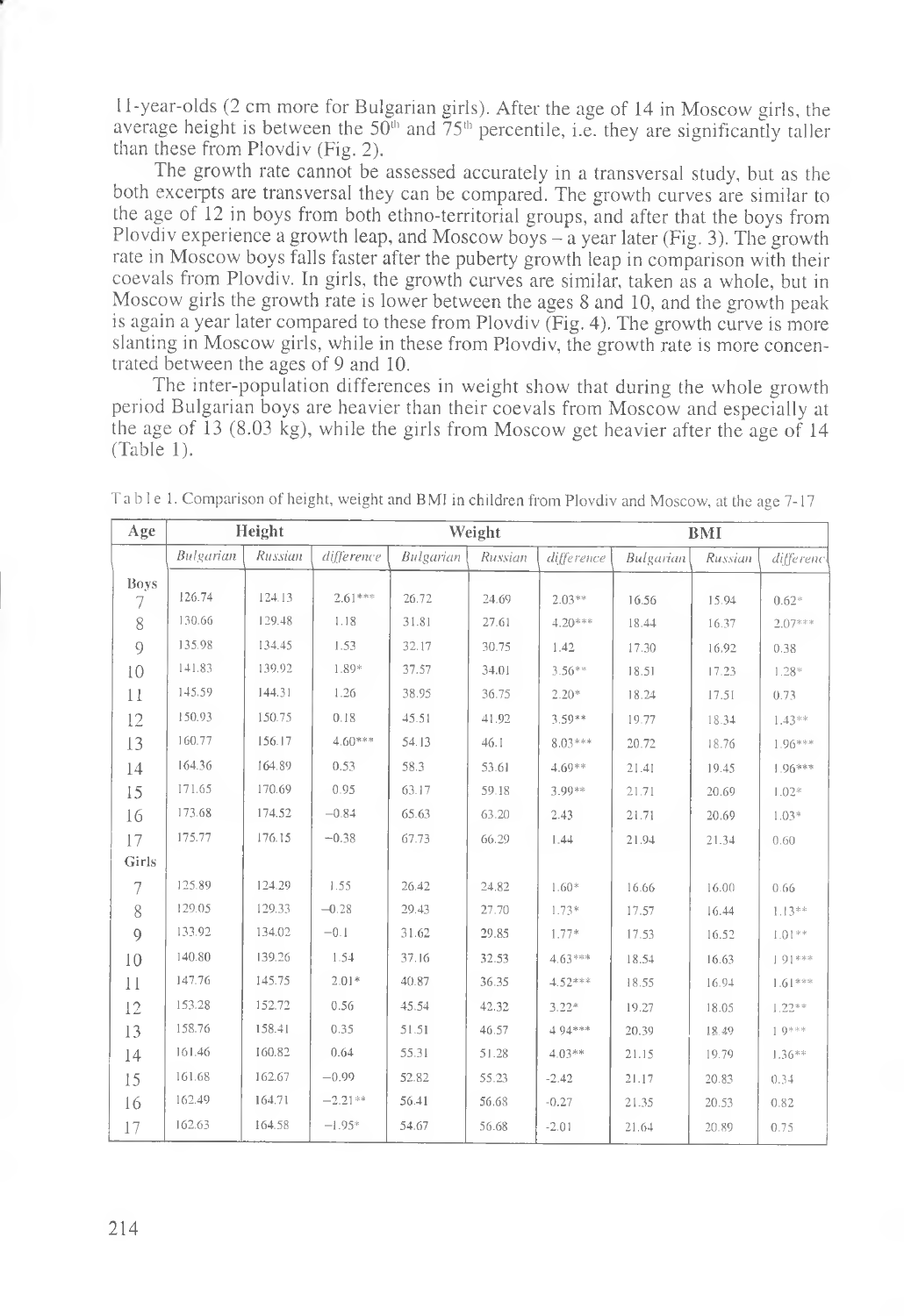11-year-olds (2 cm more for Bulgarian girls). After the age of 14 in Moscow girls, the average height is between the $50^{th}$ and $75^{th}$ percentile, i.e. they are significantly taller than these from Plovdiv (Fig. 2).

The growth rate cannot be assessed accurately in a transversal study, but as the both excerpts are transversal they can be compared. The growth curves are similar to the age of 12 in boys from both ethno-territorial groups, and after that the boys from Plovdiv experience a growth leap, and Moscow boys – a year later (Fig. 3). The growth rate in Moscow boys falls faster after the puberty growth leap in comparison with their coevals from Plovdiv. In girls, the growth curves are similar, taken as a whole, but in Moscow girls the growth rate is lower between the ages 8 and 10, and the growth peak is again a year later compared to these from Plovdiv (Fig. 4). The growth curve is more slanting in Moscow girls, while in these from Plovdiv, the growth rate is more concentrated between the ages of 9 and 10.

The inter-population differences in weight show that during the whole growth period Bulgarian boys are heavier than their coevals from Moscow and especially at the age of 13 (8.03 kg), while the girls from Moscow get heavier after the age of 14 (Table 1).

Table 1. Comparison of height, weight and BMI in children from Plovdiv and Moscow, at the age 7-17

| Age | Height | | | Weight | | | BMI | | |
|---|---|---|---|---|---|---|---|---|---|
| | *Bulgarian* | *Russian* | *difference* | *Bulgarian* | *Russian* | *difference* | *Bulgarian* | *Russian* | *difference* |
| **Boys** | | | | | | | | | |
| 7 | 126.74 | 124.13 | 2.61*** | 26.72 | 24.69 | 2.03** | 16.56 | 15.94 | 0.62* |
| 8 | 130.66 | 129.48 | 1.18 | 31.81 | 27.61 | 4.20*** | 18.44 | 16.37 | 2.07*** |
| 9 | 135.98 | 134.45 | 1.53 | 32.17 | 30.75 | 1.42 | 17.30 | 16.92 | 0.38 |
| 10 | 141.83 | 139.92 | 1.89* | 37.57 | 34.01 | 3.56** | 18.51 | 17.23 | 1.28* |
| 11 | 145.59 | 144.31 | 1.26 | 38.95 | 36.75 | 2.20* | 18.24 | 17.51 | 0.73 |
| 12 | 150.93 | 150.75 | 0.18 | 45.51 | 41.92 | 3.59** | 19.77 | 18.34 | 1.43** |
| 13 | 160.77 | 156.17 | 4.60*** | 54.13 | 46.1 | 8.03*** | 20.72 | 18.76 | 1.96*** |
| 14 | 164.36 | 164.89 | 0.53 | 58.3 | 53.61 | 4.69** | 21.41 | 19.45 | 1.96*** |
| 15 | 171.65 | 170.69 | 0.95 | 63.17 | 59.18 | 3.99** | 21.71 | 20.69 | 1.02* |
| 16 | 173.68 | 174.52 | −0.84 | 65.63 | 63.20 | 2.43 | 21.71 | 20.69 | 1.03* |
| 17 | 175.77 | 176.15 | −0.38 | 67.73 | 66.29 | 1.44 | 21.94 | 21.34 | 0.60 |
| **Girls** | | | | | | | | | |
| 7 | 125.89 | 124.29 | 1.55 | 26.42 | 24.82 | 1.60* | 16.66 | 16.00 | 0.66 |
| 8 | 129.05 | 129.33 | −0.28 | 29.43 | 27.70 | 1.73* | 17.57 | 16.44 | 1.13** |
| 9 | 133.92 | 134.02 | −0.1 | 31.62 | 29.85 | 1.77* | 17.53 | 16.52 | 1.01** |
| 10 | 140.80 | 139.26 | 1.54 | 37.16 | 32.53 | 4.63*** | 18.54 | 16.63 | 1.91*** |
| 11 | 147.76 | 145.75 | 2.01* | 40.87 | 36.35 | 4.52*** | 18.55 | 16.94 | 1.61*** |
| 12 | 153.28 | 152.72 | 0.56 | 45.54 | 42.32 | 3.22* | 19.27 | 18.05 | 1.22** |
| 13 | 158.76 | 158.41 | 0.35 | 51.51 | 46.57 | 4.94*** | 20.39 | 18.49 | 1.9*** |
| 14 | 161.46 | 160.82 | 0.64 | 55.31 | 51.28 | 4.03** | 21.15 | 19.79 | 1.36** |
| 15 | 161.68 | 162.67 | −0.99 | 52.82 | 55.23 | -2.42 | 21.17 | 20.83 | 0.34 |
| 16 | 162.49 | 164.71 | −2.21** | 56.41 | 56.68 | -0.27 | 21.35 | 20.53 | 0.82 |
| 17 | 162.63 | 164.58 | −1.95* | 54.67 | 56.68 | -2.01 | 21.64 | 20.89 | 0.75 |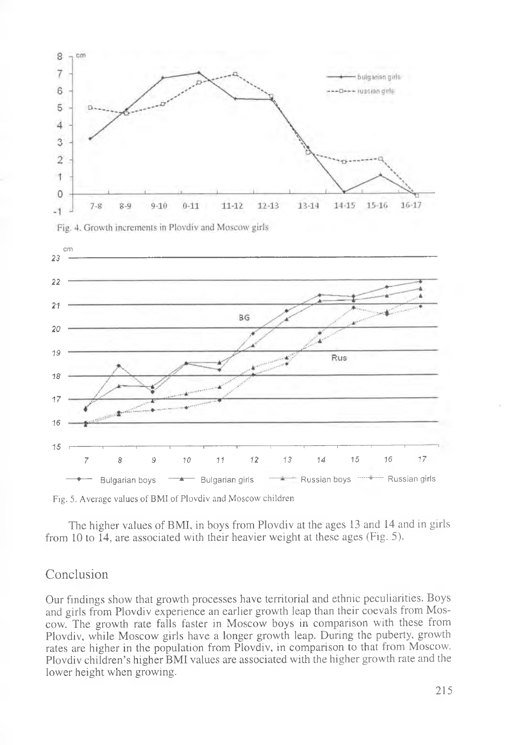Fig. 4. Growth increments in Plovdiv and Moscow girls

Fig. 5. Average values of BMI of Plovdiv and Moscow children

The higher values of BMI, in boys from Plovdiv at the ages 13 and 14 and in girls from 10 to 14, are associated with their heavier weight at these ages (Fig. 5).

## Conclusion

Our findings show that growth processes have territorial and ethnic peculiarities. Boys and girls from Plovdiv experience an earlier growth leap than their coevals from Moscow. The growth rate falls faster in Moscow boys in comparison with these from Plovdiv, while Moscow girls have a longer growth leap. During the puberty, growth rates are higher in the population from Plovdiv, in comparison to that from Moscow. Plovdiv children's higher BMI values are associated with the higher growth rate and the lower height when growing.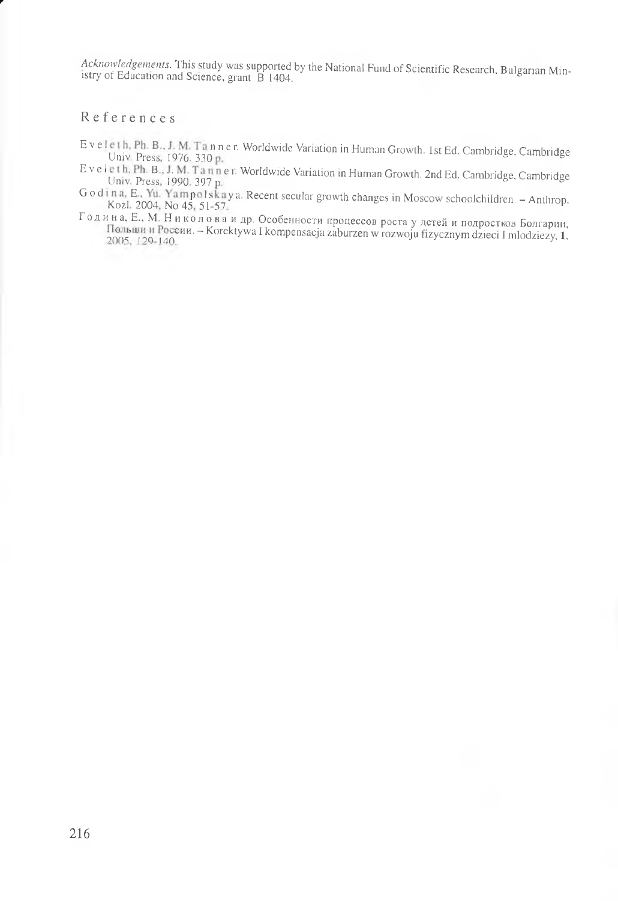*Acknowledgements.* This study was supported by the National Fund of Scientific Research, Bulgarian Ministry of Education and Science, grant B 1404.

## References

Eveleth, Ph. B., J. M. Tanner. Worldwide Variation in Human Growth. 1st Ed. Cambridge, Cambridge Univ. Press, 1976. 330 p.

Eveleth, Ph. B., J. M. Tanner. Worldwide Variation in Human Growth. 2nd Ed. Cambridge, Cambridge Univ. Press, 1990. 397 p.

Godina, E., Yu. Yampolskaya. Recent secular growth changes in Moscow schoolchildren. – Anthrop. Kozl. 2004, No 45, 51-57.

Година, Е., М. Николова и др. Особенности процессов роста у детей и подростков Болгарии, Польши и России. – Korektywa I kompensacja zaburzen w rozwoju fizycznym dzieci I mlodziezy, **1**, 2005, 129-140.